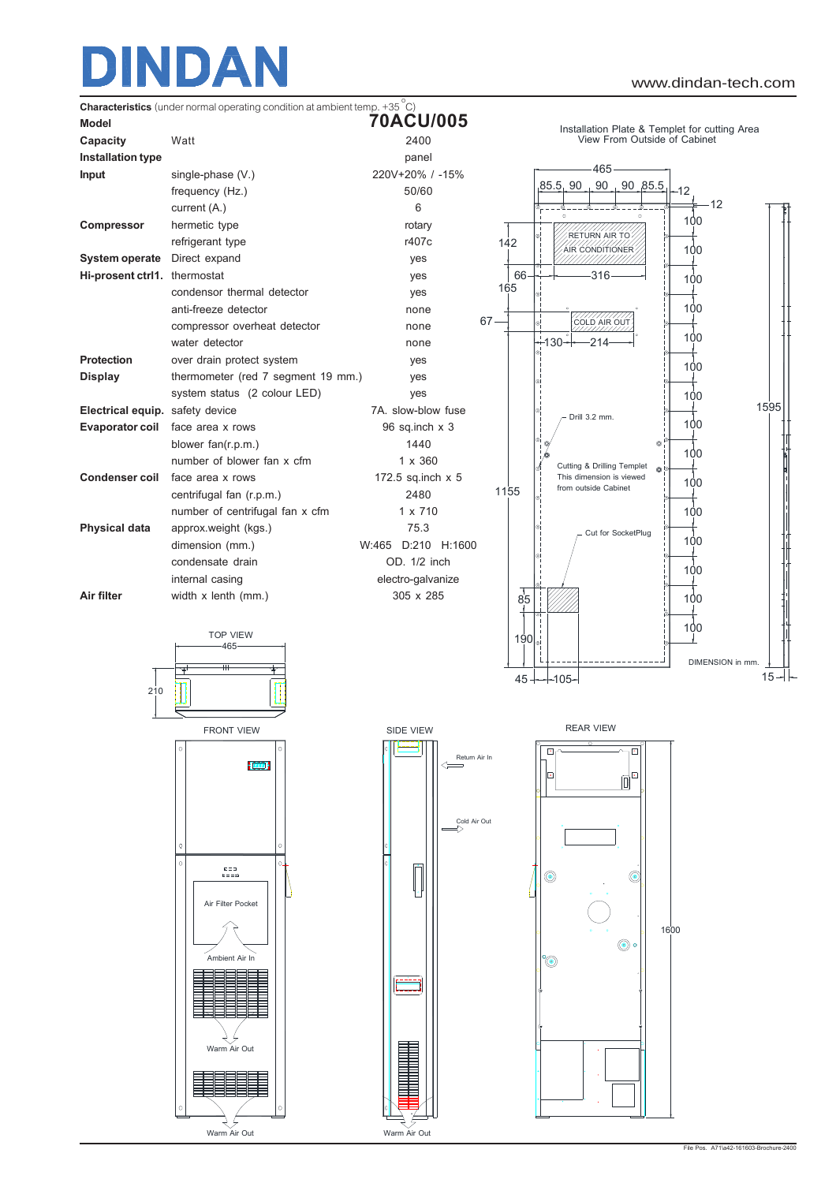# DINDAN

www.dindan-tech.com

**Characteristics** (under normal operating condition at ambient temp. +35 °C)

| | | |
|---|---|---|
| **Model** | | **70ACU/005** |
| **Capacity** | Watt | 2400 |
| **Installation type** | | panel |
| **Input** | single-phase (V.) | 220V+20% / -15% |
| | frequency (Hz.) | 50/60 |
| | current (A.) | 6 |
| **Compressor** | hermetic type | rotary |
| | refrigerant type | r407c |
| **System operate** | Direct expand | yes |
| **Hi-prosent ctrl1.** | thermostat | yes |
| | condensor thermal detector | yes |
| | anti-freeze detector | none |
| | compressor overheat detector | none |
| | water detector | none |
| **Protection** | over drain protect system | yes |
| **Display** | thermometer (red 7 segment 19 mm.) | yes |
| | system status (2 colour LED) | yes |
| **Electrical equip.** | safety device | 7A. slow-blow fuse |
| **Evaporator coil** | face area x rows | 96 sq.inch x 3 |
| | blower fan(r.p.m.) | 1440 |
| | number of blower fan x cfm | 1 x 360 |
| **Condenser coil** | face area x rows | 172.5 sq.inch x 5 |
| | centrifugal fan (r.p.m.) | 2480 |
| | number of centrifugal fan x cfm | 1 x 710 |
| **Physical data** | approx.weight (kgs.) | 75.3 |
| | dimension (mm.) | W:465 D:210 H:1600 |
| | condensate drain | OD. 1/2 inch |
| | internal casing | electro-galvanize |
| **Air filter** | width x lenth (mm.) | 305 x 285 |

Installation Plate & Templet for cutting Area
View From Outside of Cabinet

RETURN AIR TO AIR CONDITIONER

COLD AIR OUT

Drill 3.2 mm.

Cutting & Drilling Templet
This dimension is viewed from outside Cabinet

Cut for SocketPlug

DIMENSION in mm.

TOP VIEW

FRONT VIEW

Air Filter Pocket

Ambient Air In

Warm Air Out

SIDE VIEW

Return Air In

Cold Air Out

REAR VIEW

File Pos. A71\a42-161603-Brochure-2400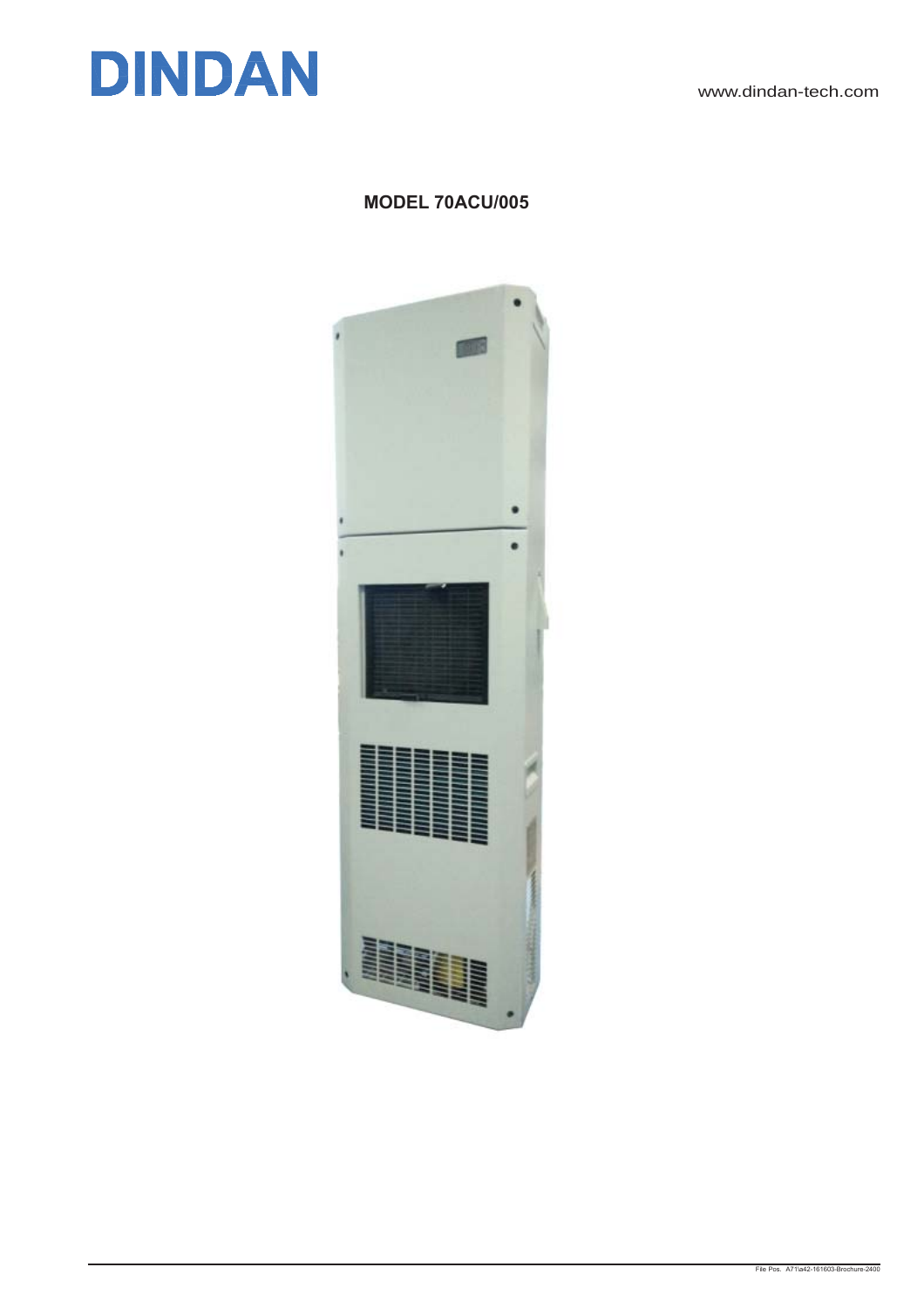# DINDAN

www.dindan-tech.com

**MODEL 70ACU/005**

File Pos. A71\a42-161603-Brochure-2400